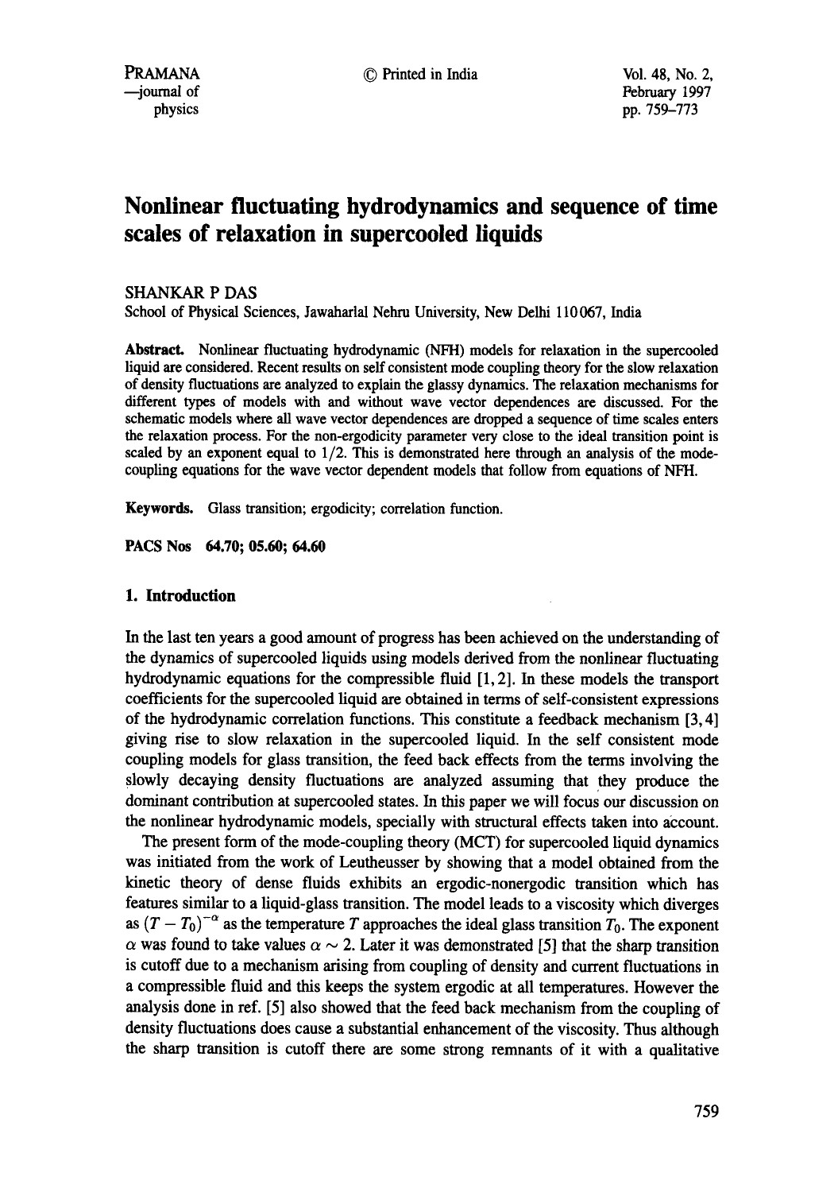# Nonlinear fluctuating hydrodynamics and sequence of time scales of relaxation in supercooled liquids

SHANKAR P DAS

School of Physical Sciences, Jawaharlal Nehru University, New Delhi 110 067, India

**Abstract.** Nonlinear fluctuating hydrodynamic (NFH) models for relaxation in the supercooled liquid are considered. Recent results on self consistent mode coupling theory for the slow relaxation of density fluctuations are analyzed to explain the glassy dynamics. The relaxation mechanisms for different types of models with and without wave vector dependences are discussed. For the schematic models where all wave vector dependences are dropped a sequence of time scales enters the relaxation process. For the non-ergodicity parameter very close to the ideal transition point is scaled by an exponent equal to 1/2. This is demonstrated here through an analysis of the mode-coupling equations for the wave vector dependent models that follow from equations of NFH.

**Keywords.** Glass transition; ergodicity; correlation function.

**PACS Nos 64.70; 05.60; 64.60**

## 1. Introduction

In the last ten years a good amount of progress has been achieved on the understanding of the dynamics of supercooled liquids using models derived from the nonlinear fluctuating hydrodynamic equations for the compressible fluid [1, 2]. In these models the transport coefficients for the supercooled liquid are obtained in terms of self-consistent expressions of the hydrodynamic correlation functions. This constitute a feedback mechanism [3, 4] giving rise to slow relaxation in the supercooled liquid. In the self consistent mode coupling models for glass transition, the feed back effects from the terms involving the slowly decaying density fluctuations are analyzed assuming that they produce the dominant contribution at supercooled states. In this paper we will focus our discussion on the nonlinear hydrodynamic models, specially with structural effects taken into account.

The present form of the mode-coupling theory (MCT) for supercooled liquid dynamics was initiated from the work of Leutheusser by showing that a model obtained from the kinetic theory of dense fluids exhibits an ergodic-nonergodic transition which has features similar to a liquid-glass transition. The model leads to a viscosity which diverges as $(T - T_0)^{-\alpha}$ as the temperature $T$ approaches the ideal glass transition $T_0$. The exponent $\alpha$ was found to take values $\alpha \sim 2$. Later it was demonstrated [5] that the sharp transition is cutoff due to a mechanism arising from coupling of density and current fluctuations in a compressible fluid and this keeps the system ergodic at all temperatures. However the analysis done in ref. [5] also showed that the feed back mechanism from the coupling of density fluctuations does cause a substantial enhancement of the viscosity. Thus although the sharp transition is cutoff there are some strong remnants of it with a qualitative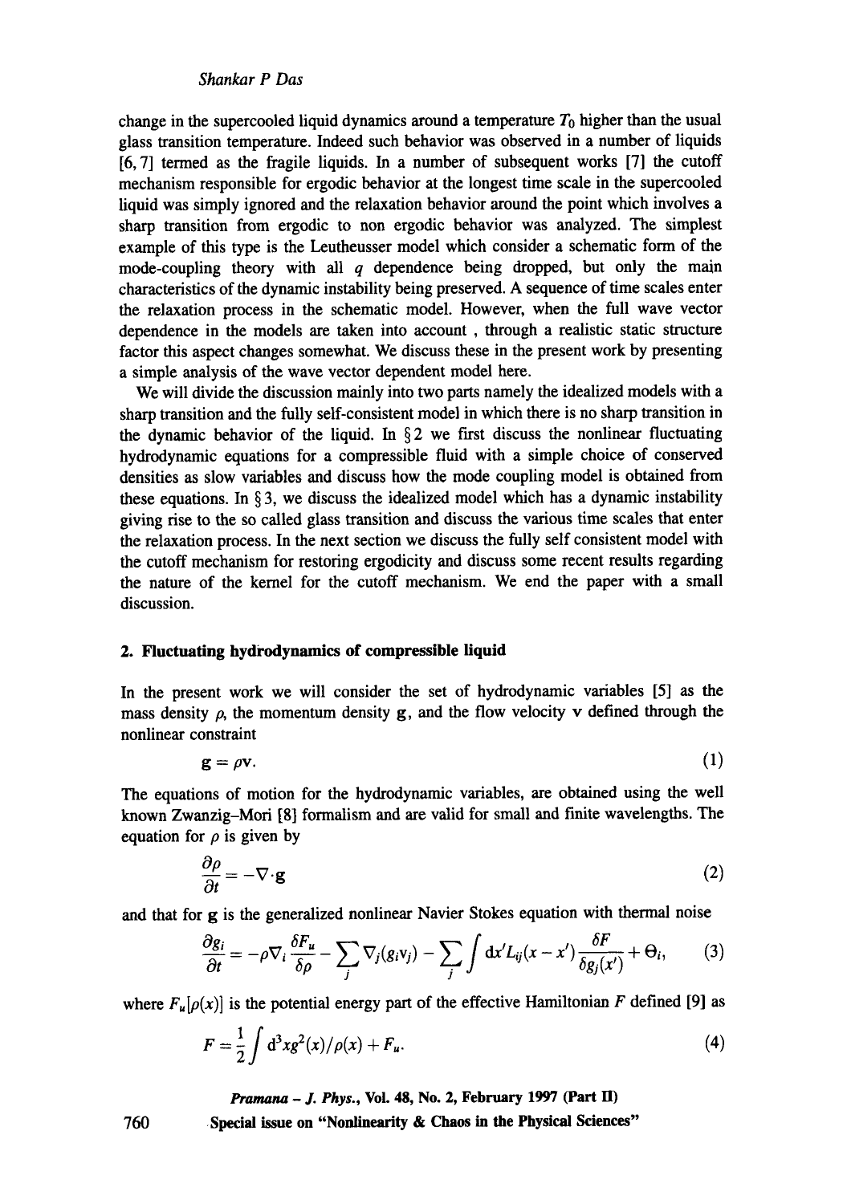change in the supercooled liquid dynamics around a temperature $T_0$ higher than the usual glass transition temperature. Indeed such behavior was observed in a number of liquids [6, 7] termed as the fragile liquids. In a number of subsequent works [7] the cutoff mechanism responsible for ergodic behavior at the longest time scale in the supercooled liquid was simply ignored and the relaxation behavior around the point which involves a sharp transition from ergodic to non ergodic behavior was analyzed. The simplest example of this type is the Leutheusser model which consider a schematic form of the mode-coupling theory with all $q$ dependence being dropped, but only the main characteristics of the dynamic instability being preserved. A sequence of time scales enter the relaxation process in the schematic model. However, when the full wave vector dependence in the models are taken into account , through a realistic static structure factor this aspect changes somewhat. We discuss these in the present work by presenting a simple analysis of the wave vector dependent model here.

We will divide the discussion mainly into two parts namely the idealized models with a sharp transition and the fully self-consistent model in which there is no sharp transition in the dynamic behavior of the liquid. In § 2 we first discuss the nonlinear fluctuating hydrodynamic equations for a compressible fluid with a simple choice of conserved densities as slow variables and discuss how the mode coupling model is obtained from these equations. In § 3, we discuss the idealized model which has a dynamic instability giving rise to the so called glass transition and discuss the various time scales that enter the relaxation process. In the next section we discuss the fully self consistent model with the cutoff mechanism for restoring ergodicity and discuss some recent results regarding the nature of the kernel for the cutoff mechanism. We end the paper with a small discussion.

## 2. Fluctuating hydrodynamics of compressible liquid

In the present work we will consider the set of hydrodynamic variables [5] as the mass density $\rho$, the momentum density $\mathbf{g}$, and the flow velocity $\mathbf{v}$ defined through the nonlinear constraint

$$\mathbf{g} = \rho \mathbf{v}. \tag{1}$$

The equations of motion for the hydrodynamic variables, are obtained using the well known Zwanzig–Mori [8] formalism and are valid for small and finite wavelengths. The equation for $\rho$ is given by

$$\frac{\partial \rho}{\partial t} = -\nabla \cdot \mathbf{g} \tag{2}$$

and that for $\mathbf{g}$ is the generalized nonlinear Navier Stokes equation with thermal noise

$$\frac{\partial g_i}{\partial t} = -\rho \nabla_i \frac{\delta F_u}{\delta \rho} - \sum_j \nabla_j (g_i v_j) - \sum_j \int \mathrm{d}x' L_{ij}(x - x') \frac{\delta F}{\delta g_j(x')} + \Theta_i, \tag{3}$$

where $F_u[\rho(x)]$ is the potential energy part of the effective Hamiltonian $F$ defined [9] as

$$F = \frac{1}{2} \int \mathrm{d}^3 x g^2(x)/\rho(x) + F_u. \tag{4}$$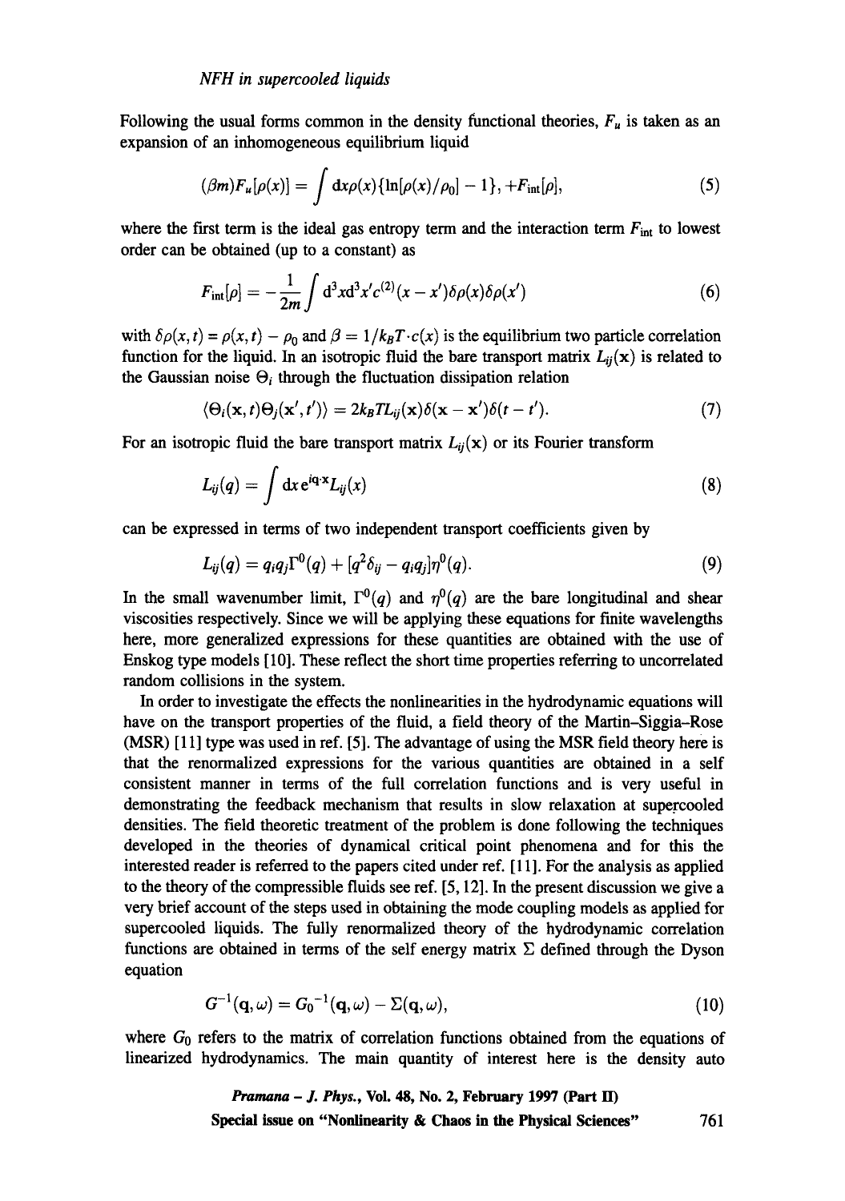Following the usual forms common in the density functional theories, $F_u$ is taken as an expansion of an inhomogeneous equilibrium liquid

$$(\beta m)F_u[\rho(x)] = \int \mathrm{d}x\rho(x)\{\ln[\rho(x)/\rho_0] - 1\}, +F_{\mathrm{int}}[\rho], \tag{5}$$

where the first term is the ideal gas entropy term and the interaction term $F_{\mathrm{int}}$ to lowest order can be obtained (up to a constant) as

$$F_{\mathrm{int}}[\rho] = -\frac{1}{2m}\int \mathrm{d}^3x\mathrm{d}^3x' c^{(2)}(x-x')\delta\rho(x)\delta\rho(x') \tag{6}$$

with $\delta\rho(x,t) = \rho(x,t) - \rho_0$ and $\beta = 1/k_BT \cdot c(x)$ is the equilibrium two particle correlation function for the liquid. In an isotropic fluid the bare transport matrix $L_{ij}(\mathbf{x})$ is related to the Gaussian noise $\Theta_i$ through the fluctuation dissipation relation

$$\langle \Theta_i(\mathbf{x},t)\Theta_j(\mathbf{x}',t')\rangle = 2k_BTL_{ij}(\mathbf{x})\delta(\mathbf{x}-\mathbf{x}')\delta(t-t'). \tag{7}$$

For an isotropic fluid the bare transport matrix $L_{ij}(\mathbf{x})$ or its Fourier transform

$$L_{ij}(q) = \int \mathrm{d}x\, \mathrm{e}^{i\mathbf{q}\cdot\mathbf{x}}L_{ij}(x) \tag{8}$$

can be expressed in terms of two independent transport coefficients given by

$$L_{ij}(q) = q_iq_j\Gamma^0(q) + [q^2\delta_{ij} - q_iq_j]\eta^0(q). \tag{9}$$

In the small wavenumber limit, $\Gamma^0(q)$ and $\eta^0(q)$ are the bare longitudinal and shear viscosities respectively. Since we will be applying these equations for finite wavelengths here, more generalized expressions for these quantities are obtained with the use of Enskog type models [10]. These reflect the short time properties referring to uncorrelated random collisions in the system.

In order to investigate the effects the nonlinearities in the hydrodynamic equations will have on the transport properties of the fluid, a field theory of the Martin–Siggia–Rose (MSR) [11] type was used in ref. [5]. The advantage of using the MSR field theory here is that the renormalized expressions for the various quantities are obtained in a self consistent manner in terms of the full correlation functions and is very useful in demonstrating the feedback mechanism that results in slow relaxation at supercooled densities. The field theoretic treatment of the problem is done following the techniques developed in the theories of dynamical critical point phenomena and for this the interested reader is referred to the papers cited under ref. [11]. For the analysis as applied to the theory of the compressible fluids see ref. [5, 12]. In the present discussion we give a very brief account of the steps used in obtaining the mode coupling models as applied for supercooled liquids. The fully renormalized theory of the hydrodynamic correlation functions are obtained in terms of the self energy matrix $\Sigma$ defined through the Dyson equation

$$G^{-1}(\mathbf{q},\omega) = {G_0}^{-1}(\mathbf{q},\omega) - \Sigma(\mathbf{q},\omega), \tag{10}$$

where $G_0$ refers to the matrix of correlation functions obtained from the equations of linearized hydrodynamics. The main quantity of interest here is the density auto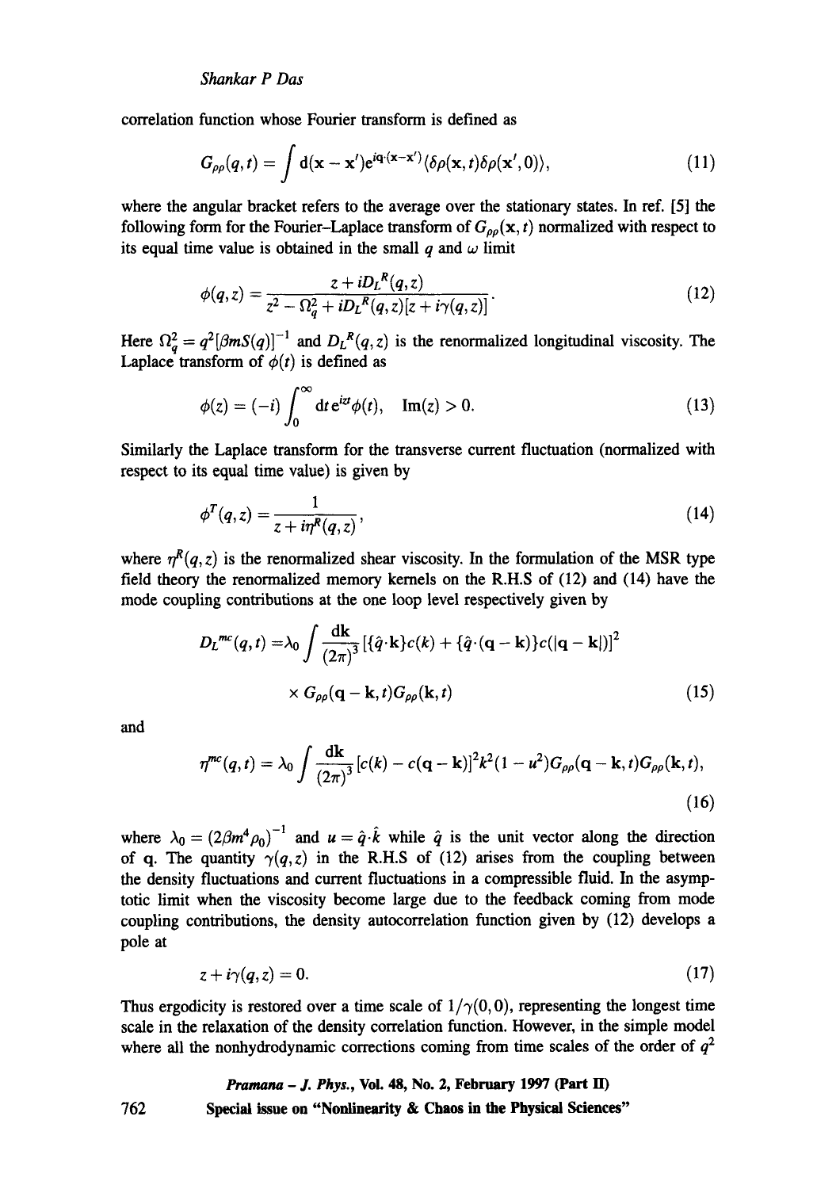correlation function whose Fourier transform is defined as

$$G_{\rho\rho}(q,t) = \int \mathrm{d}(\mathbf{x}-\mathbf{x}')\mathrm{e}^{i\mathbf{q}\cdot(\mathbf{x}-\mathbf{x}')}\langle\delta\rho(\mathbf{x},t)\delta\rho(\mathbf{x}',0)\rangle, \tag{11}$$

where the angular bracket refers to the average over the stationary states. In ref. [5] the following form for the Fourier–Laplace transform of $G_{\rho\rho}(\mathbf{x},t)$ normalized with respect to its equal time value is obtained in the small $q$ and $\omega$ limit

$$\phi(q,z) = \frac{z + iD_L{}^R(q,z)}{z^2 - \Omega_q^2 + iD_L{}^R(q,z)[z + i\gamma(q,z)]}. \tag{12}$$

Here $\Omega_q^2 = q^2[\beta mS(q)]^{-1}$ and $D_L{}^R(q,z)$ is the renormalized longitudinal viscosity. The Laplace transform of $\phi(t)$ is defined as

$$\phi(z) = (-i)\int_0^\infty \mathrm{d}t\, \mathrm{e}^{izt}\phi(t), \quad \mathrm{Im}(z) > 0. \tag{13}$$

Similarly the Laplace transform for the transverse current fluctuation (normalized with respect to its equal time value) is given by

$$\phi^T(q,z) = \frac{1}{z + i\eta^R(q,z)}, \tag{14}$$

where $\eta^R(q,z)$ is the renormalized shear viscosity. In the formulation of the MSR type field theory the renormalized memory kernels on the R.H.S of (12) and (14) have the mode coupling contributions at the one loop level respectively given by

$$\begin{aligned} D_L{}^{mc}(q,t) =& \lambda_0 \int \frac{\mathrm{d}\mathbf{k}}{(2\pi)^3}[\{\hat{q}\cdot\mathbf{k}\}c(k) + \{\hat{q}\cdot(\mathbf{q}-\mathbf{k})\}c(|\mathbf{q}-\mathbf{k}|)]^2 \\ & \times G_{\rho\rho}(\mathbf{q}-\mathbf{k},t)G_{\rho\rho}(\mathbf{k},t) \end{aligned} \tag{15}$$

and

$$\eta^{mc}(q,t) = \lambda_0 \int \frac{\mathrm{d}\mathbf{k}}{(2\pi)^3}[c(k) - c(\mathbf{q}-\mathbf{k})]^2 k^2(1-u^2)G_{\rho\rho}(\mathbf{q}-\mathbf{k},t)G_{\rho\rho}(\mathbf{k},t), \tag{16}$$

where $\lambda_0 = (2\beta m^4\rho_0)^{-1}$ and $u = \hat{q}\cdot\hat{k}$ while $\hat{q}$ is the unit vector along the direction of $\mathbf{q}$. The quantity $\gamma(q,z)$ in the R.H.S of (12) arises from the coupling between the density fluctuations and current fluctuations in a compressible fluid. In the asymptotic limit when the viscosity become large due to the feedback coming from mode coupling contributions, the density autocorrelation function given by (12) develops a pole at

$$z + i\gamma(q,z) = 0. \tag{17}$$

Thus ergodicity is restored over a time scale of $1/\gamma(0,0)$, representing the longest time scale in the relaxation of the density correlation function. However, in the simple model where all the nonhydrodynamic corrections coming from time scales of the order of $q^2$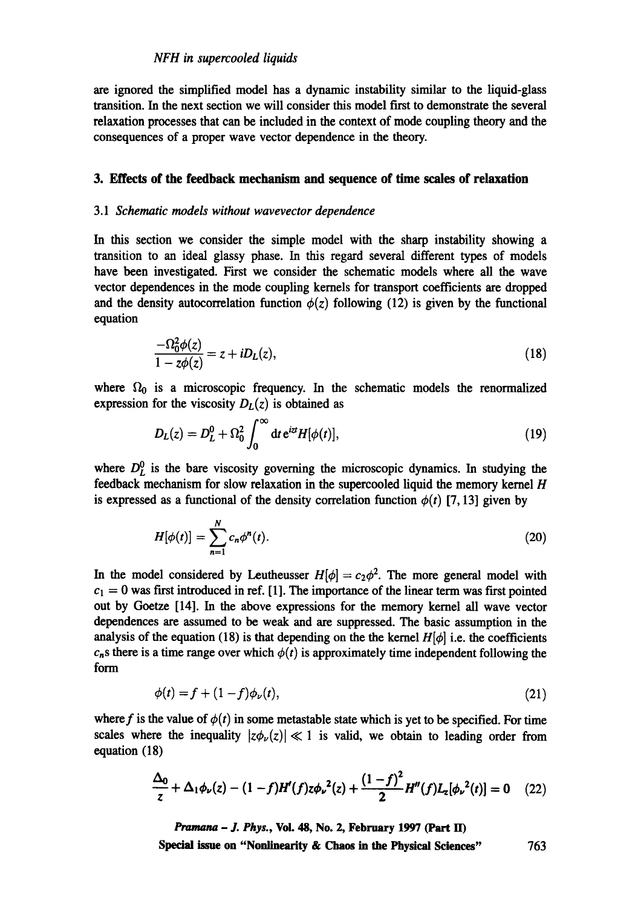are ignored the simplified model has a dynamic instability similar to the liquid-glass transition. In the next section we will consider this model first to demonstrate the several relaxation processes that can be included in the context of mode coupling theory and the consequences of a proper wave vector dependence in the theory.

## 3. Effects of the feedback mechanism and sequence of time scales of relaxation

### 3.1 *Schematic models without wavevector dependence*

In this section we consider the simple model with the sharp instability showing a transition to an ideal glassy phase. In this regard several different types of models have been investigated. First we consider the schematic models where all the wave vector dependences in the mode coupling kernels for transport coefficients are dropped and the density autocorrelation function $\phi(z)$ following (12) is given by the functional equation

$$\frac{-\Omega_0^2\phi(z)}{1 - z\phi(z)} = z + iD_L(z), \tag{18}$$

where $\Omega_0$ is a microscopic frequency. In the schematic models the renormalized expression for the viscosity $D_L(z)$ is obtained as

$$D_L(z) = D_L^0 + \Omega_0^2 \int_0^\infty \mathrm{d}t\, e^{izt} H[\phi(t)], \tag{19}$$

where $D_L^0$ is the bare viscosity governing the microscopic dynamics. In studying the feedback mechanism for slow relaxation in the supercooled liquid the memory kernel $H$ is expressed as a functional of the density correlation function $\phi(t)$ [7, 13] given by

$$H[\phi(t)] = \sum_{n=1}^{N} c_n \phi^n(t). \tag{20}$$

In the model considered by Leutheusser $H[\phi] = c_2\phi^2$. The more general model with $c_1 = 0$ was first introduced in ref. [1]. The importance of the linear term was first pointed out by Goetze [14]. In the above expressions for the memory kernel all wave vector dependences are assumed to be weak and are suppressed. The basic assumption in the analysis of the equation (18) is that depending on the the kernel $H[\phi]$ i.e. the coefficients $c_n$s there is a time range over which $\phi(t)$ is approximately time independent following the form

$$\phi(t) = f + (1 - f)\phi_\nu(t), \tag{21}$$

where $f$ is the value of $\phi(t)$ in some metastable state which is yet to be specified. For time scales where the inequality $|z\phi_\nu(z)| \ll 1$ is valid, we obtain to leading order from equation (18)

$$\frac{\Delta_0}{z} + \Delta_1\phi_\nu(z) - (1 - f)H'(f)z\phi_\nu{}^2(z) + \frac{(1 - f)^2}{2}H''(f)L_z[\phi_\nu{}^2(t)] = 0 \tag{22}$$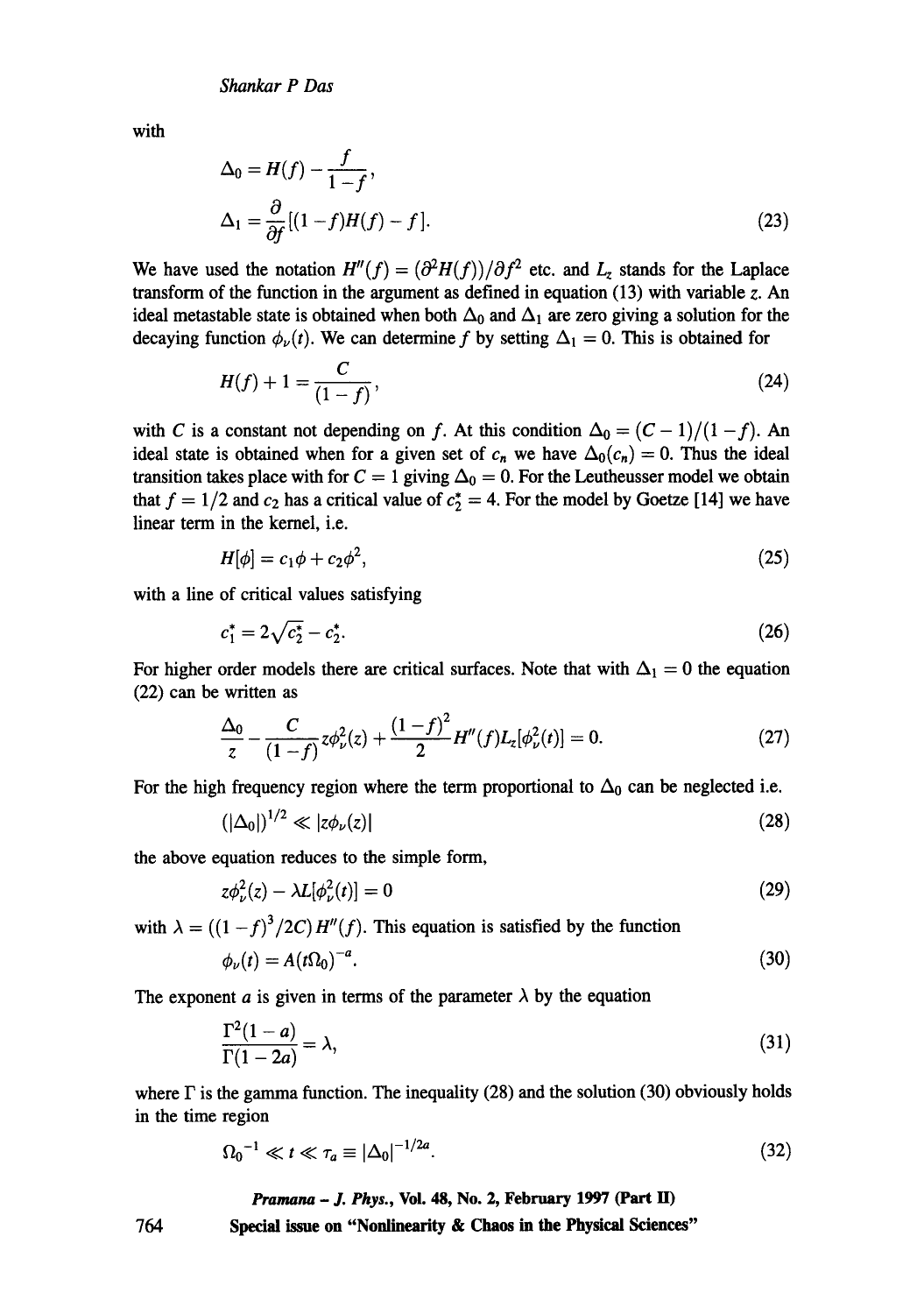with

$$\Delta_0 = H(f) - \frac{f}{1-f},$$

$$\Delta_1 = \frac{\partial}{\partial f}[(1-f)H(f) - f]. \tag{23}$$

We have used the notation $H''(f) = (\partial^2 H(f))/\partial f^2$ etc. and $L_z$ stands for the Laplace transform of the function in the argument as defined in equation (13) with variable $z$. An ideal metastable state is obtained when both $\Delta_0$ and $\Delta_1$ are zero giving a solution for the decaying function $\phi_\nu(t)$. We can determine $f$ by setting $\Delta_1 = 0$. This is obtained for

$$H(f) + 1 = \frac{C}{(1-f)}, \tag{24}$$

with $C$ is a constant not depending on $f$. At this condition $\Delta_0 = (C-1)/(1-f)$. An ideal state is obtained when for a given set of $c_n$ we have $\Delta_0(c_n) = 0$. Thus the ideal transition takes place with for $C = 1$ giving $\Delta_0 = 0$. For the Leutheusser model we obtain that $f = 1/2$ and $c_2$ has a critical value of $c_2^* = 4$. For the model by Goetze [14] we have linear term in the kernel, i.e.

$$H[\phi] = c_1\phi + c_2\phi^2, \tag{25}$$

with a line of critical values satisfying

$$c_1^* = 2\sqrt{c_2^*} - c_2^*. \tag{26}$$

For higher order models there are critical surfaces. Note that with $\Delta_1 = 0$ the equation (22) can be written as

$$\frac{\Delta_0}{z} - \frac{C}{(1-f)} z\phi_\nu^2(z) + \frac{(1-f)^2}{2} H''(f) L_z[\phi_\nu^2(t)] = 0. \tag{27}$$

For the high frequency region where the term proportional to $\Delta_0$ can be neglected i.e.

$$(|\Delta_0|)^{1/2} \ll |z\phi_\nu(z)| \tag{28}$$

the above equation reduces to the simple form,

$$z\phi_\nu^2(z) - \lambda L[\phi_\nu^2(t)] = 0 \tag{29}$$

with $\lambda = ((1-f)^3/2C)H''(f)$. This equation is satisfied by the function

$$\phi_\nu(t) = A(t\Omega_0)^{-a}. \tag{30}$$

The exponent $a$ is given in terms of the parameter $\lambda$ by the equation

$$\frac{\Gamma^2(1-a)}{\Gamma(1-2a)} = \lambda, \tag{31}$$

where $\Gamma$ is the gamma function. The inequality (28) and the solution (30) obviously holds in the time region

$$\Omega_0{}^{-1} \ll t \ll \tau_a \equiv |\Delta_0|^{-1/2a}. \tag{32}$$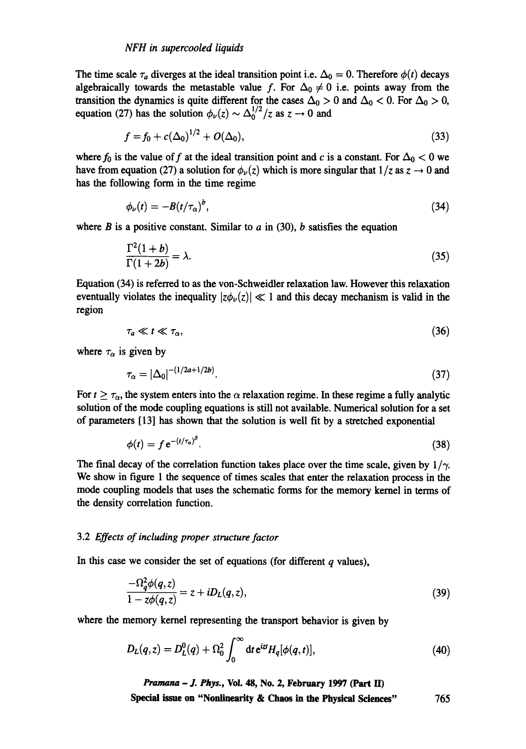The time scale $\tau_a$ diverges at the ideal transition point i.e. $\Delta_0 = 0$. Therefore $\phi(t)$ decays algebraically towards the metastable value $f$. For $\Delta_0 \neq 0$ i.e. points away from the transition the dynamics is quite different for the cases $\Delta_0 > 0$ and $\Delta_0 < 0$. For $\Delta_0 > 0$, equation (27) has the solution $\phi_\nu(z) \sim \Delta_0^{1/2}/z$ as $z \to 0$ and

$$f = f_0 + c(\Delta_0)^{1/2} + O(\Delta_0), \tag{33}$$

where $f_0$ is the value of $f$ at the ideal transition point and $c$ is a constant. For $\Delta_0 < 0$ we have from equation (27) a solution for $\phi_\nu(z)$ which is more singular that $1/z$ as $z \to 0$ and has the following form in the time regime

$$\phi_\nu(t) = -B(t/\tau_a)^b, \tag{34}$$

where $B$ is a positive constant. Similar to $a$ in (30), $b$ satisfies the equation

$$\frac{\Gamma^2(1+b)}{\Gamma(1+2b)} = \lambda. \tag{35}$$

Equation (34) is referred to as the von-Schweidler relaxation law. However this relaxation eventually violates the inequality $|z\phi_\nu(z)| \ll 1$ and this decay mechanism is valid in the region

$$\tau_a \ll t \ll \tau_\alpha, \tag{36}$$

where $\tau_\alpha$ is given by

$$\tau_\alpha = |\Delta_0|^{-(1/2a + 1/2b)}. \tag{37}$$

For $t \geq \tau_\alpha$, the system enters into the $\alpha$ relaxation regime. In these regime a fully analytic solution of the mode coupling equations is still not available. Numerical solution for a set of parameters [13] has shown that the solution is well fit by a stretched exponential

$$\phi(t) = f\,\mathrm{e}^{-(t/\tau_\alpha)^\beta}. \tag{38}$$

The final decay of the correlation function takes place over the time scale, given by $1/\gamma$. We show in figure 1 the sequence of times scales that enter the relaxation process in the mode coupling models that uses the schematic forms for the memory kernel in terms of the density correlation function.

### 3.2 *Effects of including proper structure factor*

In this case we consider the set of equations (for different $q$ values),

$$\frac{-\Omega_q^2\phi(q,z)}{1 - z\phi(q,z)} = z + iD_L(q,z), \tag{39}$$

where the memory kernel representing the transport behavior is given by

$$D_L(q,z) = D_L^0(q) + \Omega_0^2 \int_0^\infty \mathrm{d}t\, \mathrm{e}^{izt} H_q[\phi(q,t)], \tag{40}$$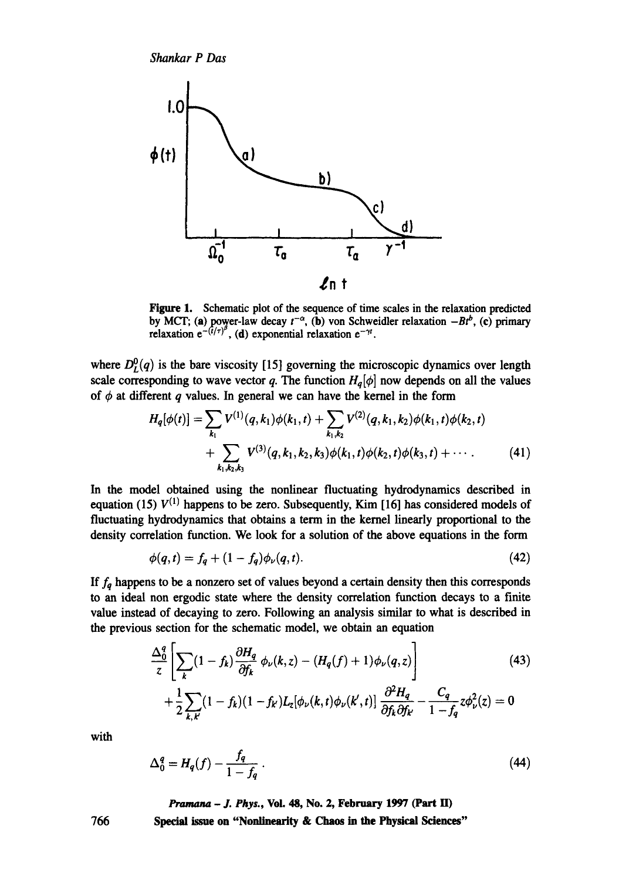**Figure 1.** Schematic plot of the sequence of time scales in the relaxation predicted by MCT; (a) power-law decay $t^{-\alpha}$, (b) von Schweidler relaxation $-Bt^{b}$, (c) primary relaxation $e^{-(t/\tau)^{\beta}}$, (d) exponential relaxation $e^{-\gamma t}$.

where $D_L^0(q)$ is the bare viscosity [15] governing the microscopic dynamics over length scale corresponding to wave vector $q$. The function $H_q[\phi]$ now depends on all the values of $\phi$ at different $q$ values. In general we can have the kernel in the form

$$H_q[\phi(t)] = \sum_{k_1} V^{(1)}(q,k_1)\phi(k_1,t) + \sum_{k_1,k_2} V^{(2)}(q,k_1,k_2)\phi(k_1,t)\phi(k_2,t) + \sum_{k_1,k_2,k_3} V^{(3)}(q,k_1,k_2,k_3)\phi(k_1,t)\phi(k_2,t)\phi(k_3,t) + \cdots . \tag{41}$$

In the model obtained using the nonlinear fluctuating hydrodynamics described in equation (15) $V^{(1)}$ happens to be zero. Subsequently, Kim [16] has considered models of fluctuating hydrodynamics that obtains a term in the kernel linearly proportional to the density correlation function. We look for a solution of the above equations in the form

$$\phi(q,t) = f_q + (1-f_q)\phi_\nu(q,t). \tag{42}$$

If $f_q$ happens to be a nonzero set of values beyond a certain density then this corresponds to an ideal non ergodic state where the density correlation function decays to a finite value instead of decaying to zero. Following an analysis similar to what is described in the previous section for the schematic model, we obtain an equation

$$\frac{\Delta_0^q}{z}\left[\sum_k (1-f_k)\frac{\partial H_q}{\partial f_k}\phi_\nu(k,z) - (H_q(f)+1)\phi_\nu(q,z)\right] + \frac{1}{2}\sum_{k,k'}(1-f_k)(1-f_{k'})L_z[\phi_\nu(k,t)\phi_\nu(k',t)]\frac{\partial^2 H_q}{\partial f_k \partial f_{k'}} - \frac{C_q}{1-f_q}z\phi_\nu^2(z) = 0 \tag{43}$$

with

$$\Delta_0^q = H_q(f) - \frac{f_q}{1-f_q}. \tag{44}$$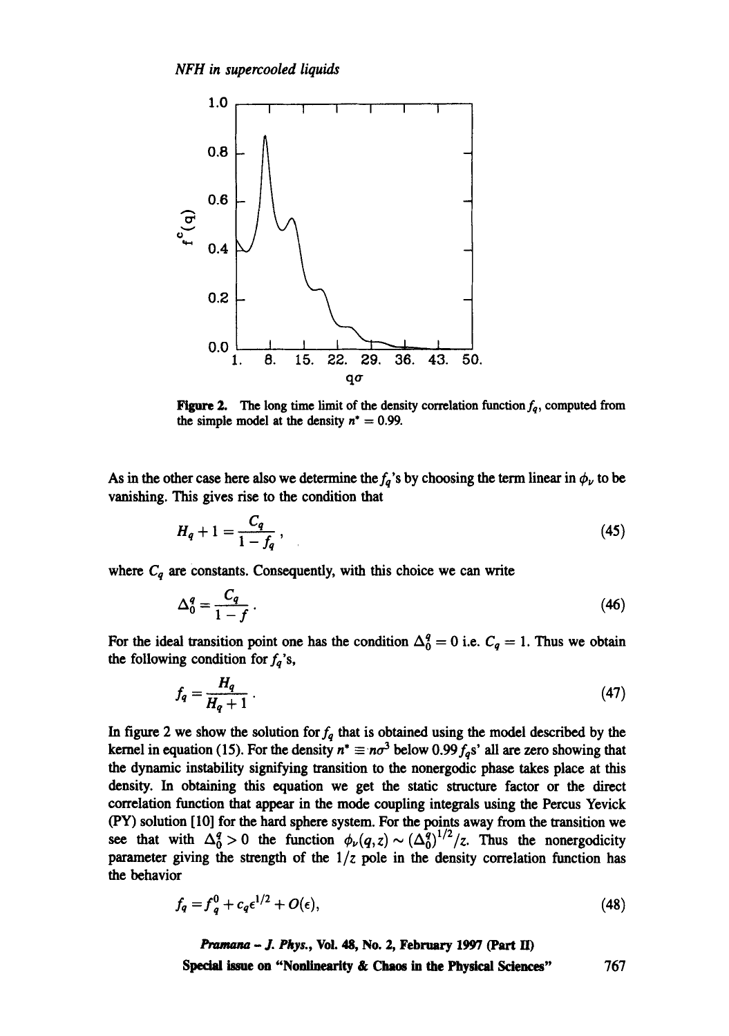**Figure 2.** The long time limit of the density correlation function $f_q$, computed from the simple model at the density $n^* = 0.99$.

As in the other case here also we determine the $f_q$'s by choosing the term linear in $\phi_\nu$ to be vanishing. This gives rise to the condition that

$$H_q + 1 = \frac{C_q}{1 - f_q}, \tag{45}$$

where $C_q$ are constants. Consequently, with this choice we can write

$$\Delta_0^q = \frac{C_q}{1 - f}. \tag{46}$$

For the ideal transition point one has the condition $\Delta_0^q = 0$ i.e. $C_q = 1$. Thus we obtain the following condition for $f_q$'s,

$$f_q = \frac{H_q}{H_q + 1}. \tag{47}$$

In figure 2 we show the solution for $f_q$ that is obtained using the model described by the kernel in equation (15). For the density $n^* \equiv n\sigma^3$ below $0.99 f_q$s' all are zero showing that the dynamic instability signifying transition to the nonergodic phase takes place at this density. In obtaining this equation we get the static structure factor or the direct correlation function that appear in the mode coupling integrals using the Percus Yevick (PY) solution [10] for the hard sphere system. For the points away from the transition we see that with $\Delta_0^q > 0$ the function $\phi_\nu(q,z) \sim (\Delta_0^q)^{1/2}/z$. Thus the nonergodicity parameter giving the strength of the $1/z$ pole in the density correlation function has the behavior

$$f_q = f_q^0 + c_q \epsilon^{1/2} + O(\epsilon), \tag{48}$$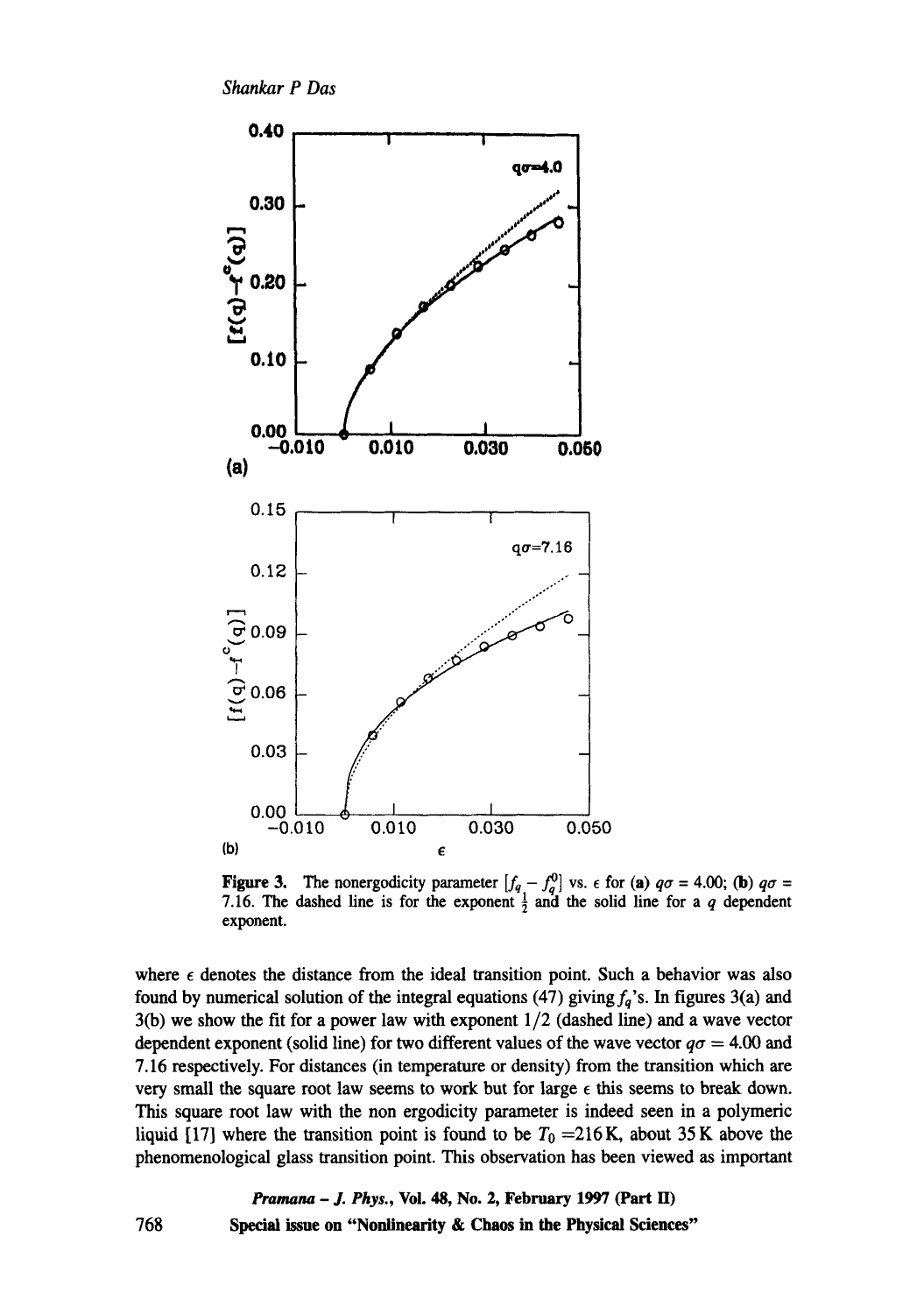**Figure 3.** The nonergodicity parameter $[f_q - f_q^0]$ vs. $\epsilon$ for (**a**) $q\sigma = 4.00$; (**b**) $q\sigma = 7.16$. The dashed line is for the exponent $\frac{1}{2}$ and the solid line for a $q$ dependent exponent.

where $\epsilon$ denotes the distance from the ideal transition point. Such a behavior was also found by numerical solution of the integral equations (47) giving $f_q$'s. In figures 3(a) and 3(b) we show the fit for a power law with exponent $1/2$ (dashed line) and a wave vector dependent exponent (solid line) for two different values of the wave vector $q\sigma = 4.00$ and 7.16 respectively. For distances (in temperature or density) from the transition which are very small the square root law seems to work but for large $\epsilon$ this seems to break down. This square root law with the non ergodicity parameter is indeed seen in a polymeric liquid [17] where the transition point is found to be $T_0 = 216\,\text{K}$, about 35 K above the phenomenological glass transition point. This observation has been viewed as important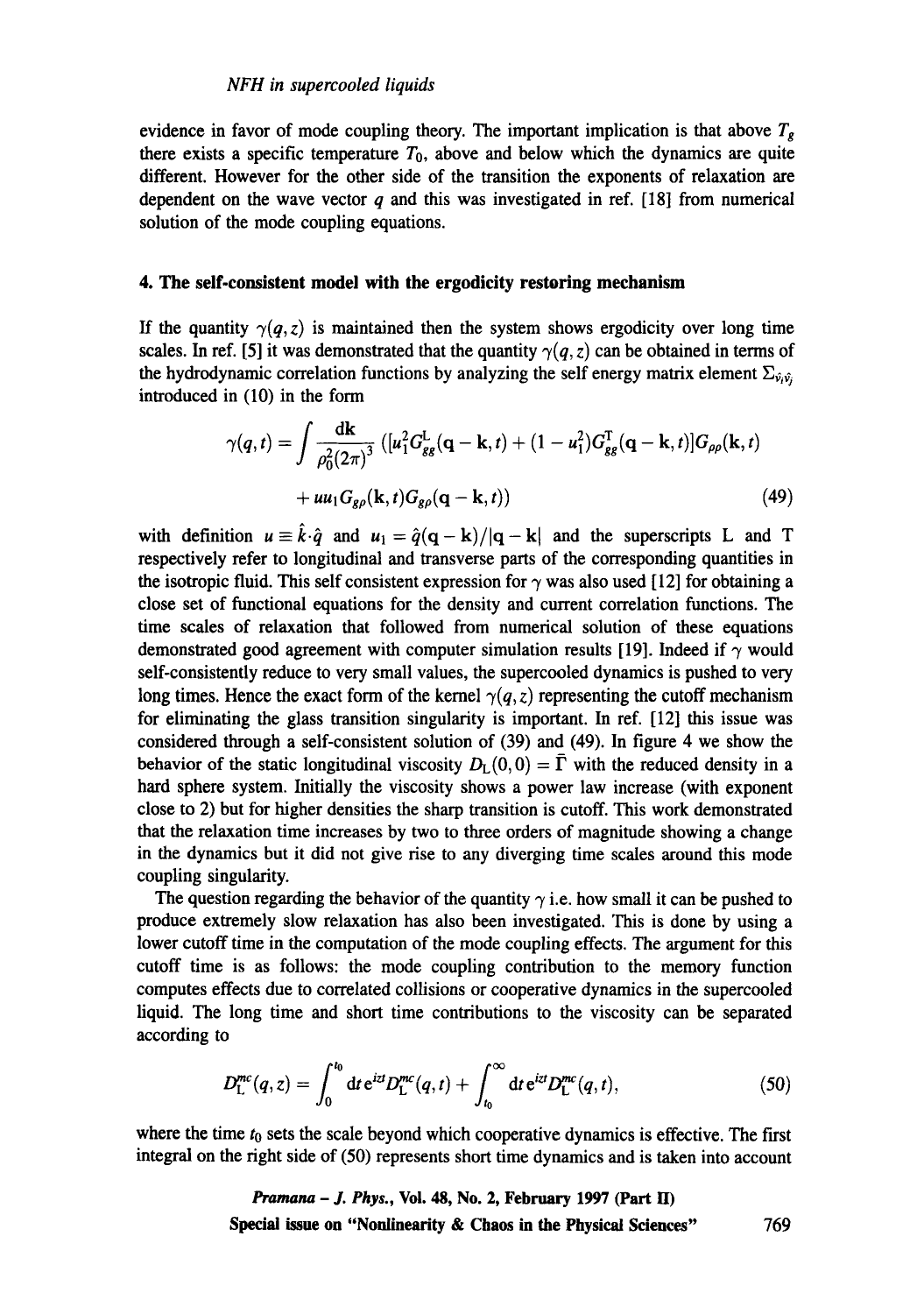evidence in favor of mode coupling theory. The important implication is that above $T_g$ there exists a specific temperature $T_0$, above and below which the dynamics are quite different. However for the other side of the transition the exponents of relaxation are dependent on the wave vector $q$ and this was investigated in ref. [18] from numerical solution of the mode coupling equations.

## 4. The self-consistent model with the ergodicity restoring mechanism

If the quantity $\gamma(q,z)$ is maintained then the system shows ergodicity over long time scales. In ref. [5] it was demonstrated that the quantity $\gamma(q,z)$ can be obtained in terms of the hydrodynamic correlation functions by analyzing the self energy matrix element $\Sigma_{\hat{v}_i\hat{v}_j}$ introduced in (10) in the form

$$\gamma(q,t) = \int \frac{d\mathbf{k}}{\rho_0^2(2\pi)^3}\left([u_1^2 G_{gg}^{\mathrm{L}}(\mathbf{q}-\mathbf{k},t) + (1-u_1^2)G_{gg}^{\mathrm{T}}(\mathbf{q}-\mathbf{k},t)]G_{\rho\rho}(\mathbf{k},t) + uu_1 G_{g\rho}(\mathbf{k},t)G_{g\rho}(\mathbf{q}-\mathbf{k},t)\right) \tag{49}$$

with definition $u \equiv \hat{k}\cdot\hat{q}$ and $u_1 = \hat{q}(\mathbf{q}-\mathbf{k})/|\mathbf{q}-\mathbf{k}|$ and the superscripts L and T respectively refer to longitudinal and transverse parts of the corresponding quantities in the isotropic fluid. This self consistent expression for $\gamma$ was also used [12] for obtaining a close set of functional equations for the density and current correlation functions. The time scales of relaxation that followed from numerical solution of these equations demonstrated good agreement with computer simulation results [19]. Indeed if $\gamma$ would self-consistently reduce to very small values, the supercooled dynamics is pushed to very long times. Hence the exact form of the kernel $\gamma(q,z)$ representing the cutoff mechanism for eliminating the glass transition singularity is important. In ref. [12] this issue was considered through a self-consistent solution of (39) and (49). In figure 4 we show the behavior of the static longitudinal viscosity $D_{\mathrm{L}}(0,0) = \bar{\Gamma}$ with the reduced density in a hard sphere system. Initially the viscosity shows a power law increase (with exponent close to 2) but for higher densities the sharp transition is cutoff. This work demonstrated that the relaxation time increases by two to three orders of magnitude showing a change in the dynamics but it did not give rise to any diverging time scales around this mode coupling singularity.

The question regarding the behavior of the quantity $\gamma$ i.e. how small it can be pushed to produce extremely slow relaxation has also been investigated. This is done by using a lower cutoff time in the computation of the mode coupling effects. The argument for this cutoff time is as follows: the mode coupling contribution to the memory function computes effects due to correlated collisions or cooperative dynamics in the supercooled liquid. The long time and short time contributions to the viscosity can be separated according to

$$D_{\mathrm{L}}^{mc}(q,z) = \int_0^{t_0} dt\, e^{izt} D_{\mathrm{L}}^{mc}(q,t) + \int_{t_0}^{\infty} dt\, e^{izt} D_{\mathrm{L}}^{mc}(q,t), \tag{50}$$

where the time $t_0$ sets the scale beyond which cooperative dynamics is effective. The first integral on the right side of (50) represents short time dynamics and is taken into account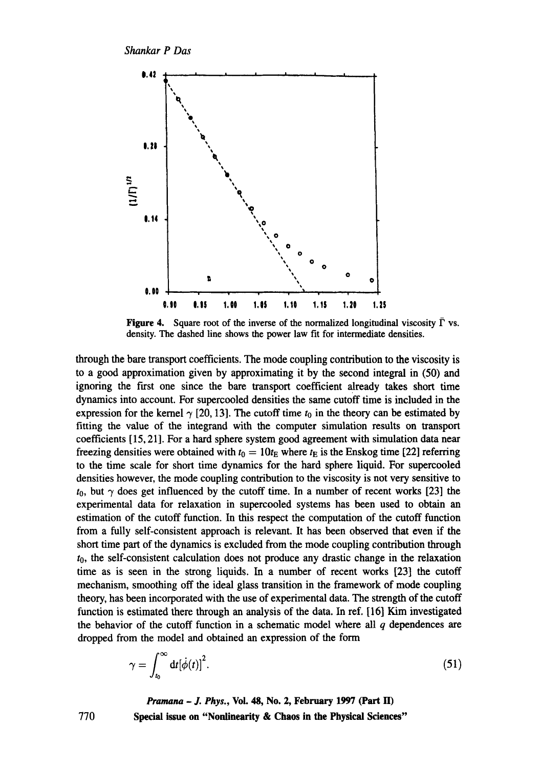**Figure 4.** Square root of the inverse of the normalized longitudinal viscosity $\bar{\Gamma}$ vs. density. The dashed line shows the power law fit for intermediate densities.

through the bare transport coefficients. The mode coupling contribution to the viscosity is to a good approximation given by approximating it by the second integral in (50) and ignoring the first one since the bare transport coefficient already takes short time dynamics into account. For supercooled densities the same cutoff time is included in the expression for the kernel $\gamma$ [20, 13]. The cutoff time $t_0$ in the theory can be estimated by fitting the value of the integrand with the computer simulation results on transport coefficients [15, 21]. For a hard sphere system good agreement with simulation data near freezing densities were obtained with $t_0 = 10t_E$ where $t_E$ is the Enskog time [22] referring to the time scale for short time dynamics for the hard sphere liquid. For supercooled densities however, the mode coupling contribution to the viscosity is not very sensitive to $t_0$, but $\gamma$ does get influenced by the cutoff time. In a number of recent works [23] the experimental data for relaxation in supercooled systems has been used to obtain an estimation of the cutoff function. In this respect the computation of the cutoff function from a fully self-consistent approach is relevant. It has been observed that even if the short time part of the dynamics is excluded from the mode coupling contribution through $t_0$, the self-consistent calculation does not produce any drastic change in the relaxation time as is seen in the strong liquids. In a number of recent works [23] the cutoff mechanism, smoothing off the ideal glass transition in the framework of mode coupling theory, has been incorporated with the use of experimental data. The strength of the cutoff function is estimated there through an analysis of the data. In ref. [16] Kim investigated the behavior of the cutoff function in a schematic model where all $q$ dependences are dropped from the model and obtained an expression of the form

$$\gamma = \int_{t_0}^{\infty} \mathrm{d}t [\dot{\phi}(t)]^2. \tag{51}$$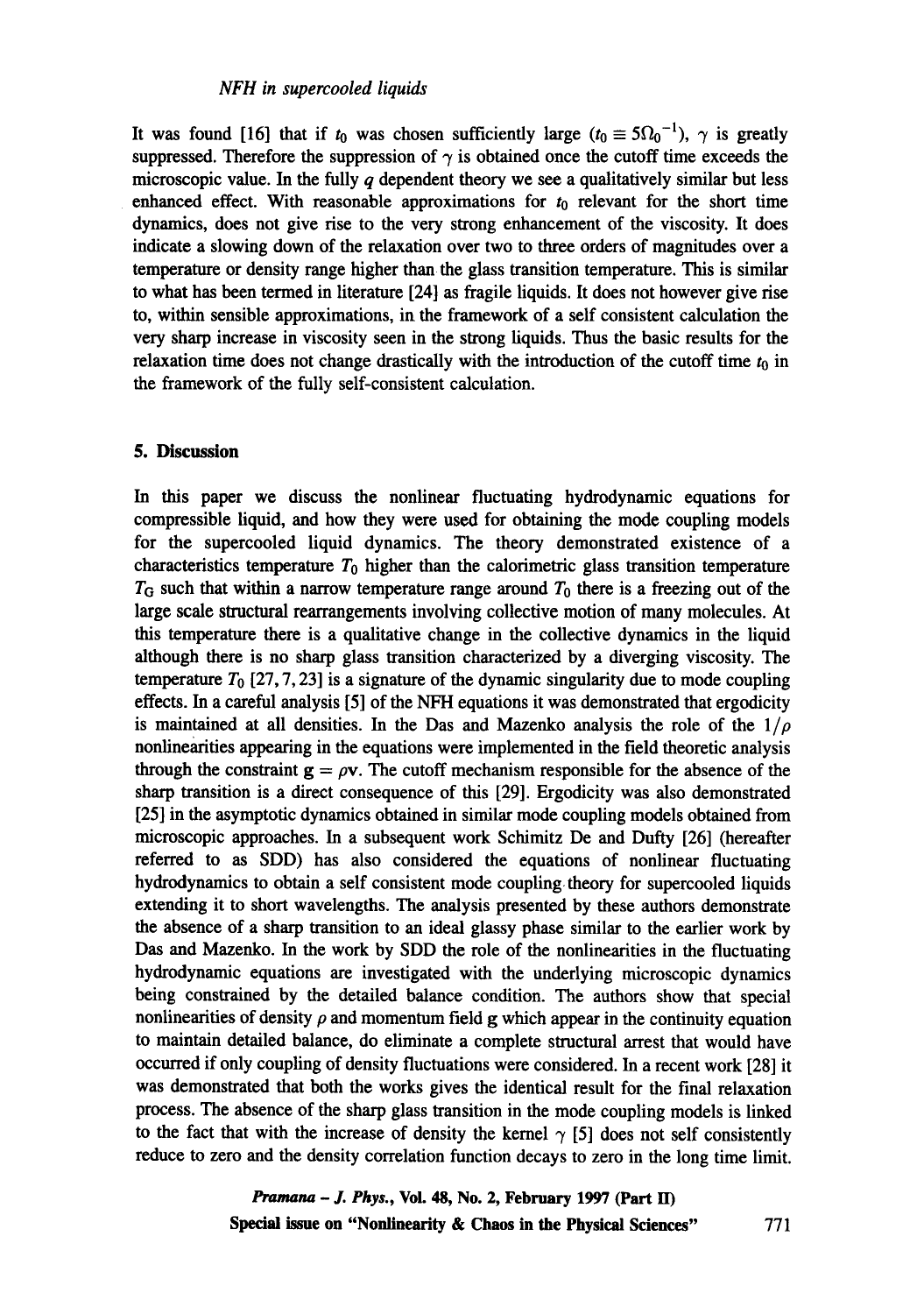It was found [16] that if $t_0$ was chosen sufficiently large ($t_0 \equiv 5\Omega_0{}^{-1}$), $\gamma$ is greatly suppressed. Therefore the suppression of $\gamma$ is obtained once the cutoff time exceeds the microscopic value. In the fully $q$ dependent theory we see a qualitatively similar but less enhanced effect. With reasonable approximations for $t_0$ relevant for the short time dynamics, does not give rise to the very strong enhancement of the viscosity. It does indicate a slowing down of the relaxation over two to three orders of magnitudes over a temperature or density range higher than the glass transition temperature. This is similar to what has been termed in literature [24] as fragile liquids. It does not however give rise to, within sensible approximations, in the framework of a self consistent calculation the very sharp increase in viscosity seen in the strong liquids. Thus the basic results for the relaxation time does not change drastically with the introduction of the cutoff time $t_0$ in the framework of the fully self-consistent calculation.

## 5. Discussion

In this paper we discuss the nonlinear fluctuating hydrodynamic equations for compressible liquid, and how they were used for obtaining the mode coupling models for the supercooled liquid dynamics. The theory demonstrated existence of a characteristics temperature $T_0$ higher than the calorimetric glass transition temperature $T_G$ such that within a narrow temperature range around $T_0$ there is a freezing out of the large scale structural rearrangements involving collective motion of many molecules. At this temperature there is a qualitative change in the collective dynamics in the liquid although there is no sharp glass transition characterized by a diverging viscosity. The temperature $T_0$ [27, 7, 23] is a signature of the dynamic singularity due to mode coupling effects. In a careful analysis [5] of the NFH equations it was demonstrated that ergodicity is maintained at all densities. In the Das and Mazenko analysis the role of the $1/\rho$ nonlinearities appearing in the equations were implemented in the field theoretic analysis through the constraint $\mathbf{g} = \rho\mathbf{v}$. The cutoff mechanism responsible for the absence of the sharp transition is a direct consequence of this [29]. Ergodicity was also demonstrated [25] in the asymptotic dynamics obtained in similar mode coupling models obtained from microscopic approaches. In a subsequent work Schimitz De and Dufty [26] (hereafter referred to as SDD) has also considered the equations of nonlinear fluctuating hydrodynamics to obtain a self consistent mode coupling theory for supercooled liquids extending it to short wavelengths. The analysis presented by these authors demonstrate the absence of a sharp transition to an ideal glassy phase similar to the earlier work by Das and Mazenko. In the work by SDD the role of the nonlinearities in the fluctuating hydrodynamic equations are investigated with the underlying microscopic dynamics being constrained by the detailed balance condition. The authors show that special nonlinearities of density $\rho$ and momentum field g which appear in the continuity equation to maintain detailed balance, do eliminate a complete structural arrest that would have occurred if only coupling of density fluctuations were considered. In a recent work [28] it was demonstrated that both the works gives the identical result for the final relaxation process. The absence of the sharp glass transition in the mode coupling models is linked to the fact that with the increase of density the kernel $\gamma$ [5] does not self consistently reduce to zero and the density correlation function decays to zero in the long time limit.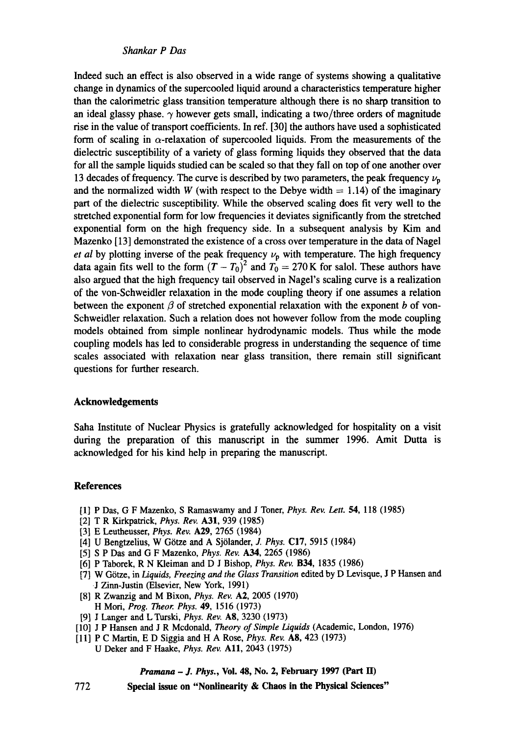Indeed such an effect is also observed in a wide range of systems showing a qualitative change in dynamics of the supercooled liquid around a characteristics temperature higher than the calorimetric glass transition temperature although there is no sharp transition to an ideal glassy phase. $\gamma$ however gets small, indicating a two/three orders of magnitude rise in the value of transport coefficients. In ref. [30] the authors have used a sophisticated form of scaling in $\alpha$-relaxation of supercooled liquids. From the measurements of the dielectric susceptibility of a variety of glass forming liquids they observed that the data for all the sample liquids studied can be scaled so that they fall on top of one another over 13 decades of frequency. The curve is described by two parameters, the peak frequency $\nu_p$ and the normalized width $W$ (with respect to the Debye width $= 1.14$) of the imaginary part of the dielectric susceptibility. While the observed scaling does fit very well to the stretched exponential form for low frequencies it deviates significantly from the stretched exponential form on the high frequency side. In a subsequent analysis by Kim and Mazenko [13] demonstrated the existence of a cross over temperature in the data of Nagel *et al* by plotting inverse of the peak frequency $\nu_p$ with temperature. The high frequency data again fits well to the form $(T - T_0)^2$ and $T_0 = 270$ K for salol. These authors have also argued that the high frequency tail observed in Nagel's scaling curve is a realization of the von-Schweidler relaxation in the mode coupling theory if one assumes a relation between the exponent $\beta$ of stretched exponential relaxation with the exponent $b$ of von-Schweidler relaxation. Such a relation does not however follow from the mode coupling models obtained from simple nonlinear hydrodynamic models. Thus while the mode coupling models has led to considerable progress in understanding the sequence of time scales associated with relaxation near glass transition, there remain still significant questions for further research.

## Acknowledgements

Saha Institute of Nuclear Physics is gratefully acknowledged for hospitality on a visit during the preparation of this manuscript in the summer 1996. Amit Dutta is acknowledged for his kind help in preparing the manuscript.

## References

[1] P Das, G F Mazenko, S Ramaswamy and J Toner, *Phys. Rev. Lett.* **54**, 118 (1985)
[2] T R Kirkpatrick, *Phys. Rev.* **A31**, 939 (1985)
[3] E Leutheusser, *Phys. Rev.* **A29**, 2765 (1984)
[4] U Bengtzelius, W Götze and A Sjölander, *J. Phys.* **C17**, 5915 (1984)
[5] S P Das and G F Mazenko, *Phys. Rev.* **A34**, 2265 (1986)
[6] P Taborek, R N Kleiman and D J Bishop, *Phys. Rev.* **B34**, 1835 (1986)
[7] W Götze, in *Liquids, Freezing and the Glass Transition* edited by D Levisque, J P Hansen and J Zinn-Justin (Elsevier, New York, 1991)
[8] R Zwanzig and M Bixon, *Phys. Rev.* **A2**, 2005 (1970)
H Mori, *Prog. Theor. Phys.* **49**, 1516 (1973)
[9] J Langer and L Turski, *Phys. Rev.* **A8**, 3230 (1973)
[10] J P Hansen and J R Mcdonald, *Theory of Simple Liquids* (Academic, London, 1976)
[11] P C Martin, E D Siggia and H A Rose, *Phys. Rev.* **A8**, 423 (1973)
U Deker and F Haake, *Phys. Rev.* **A11**, 2043 (1975)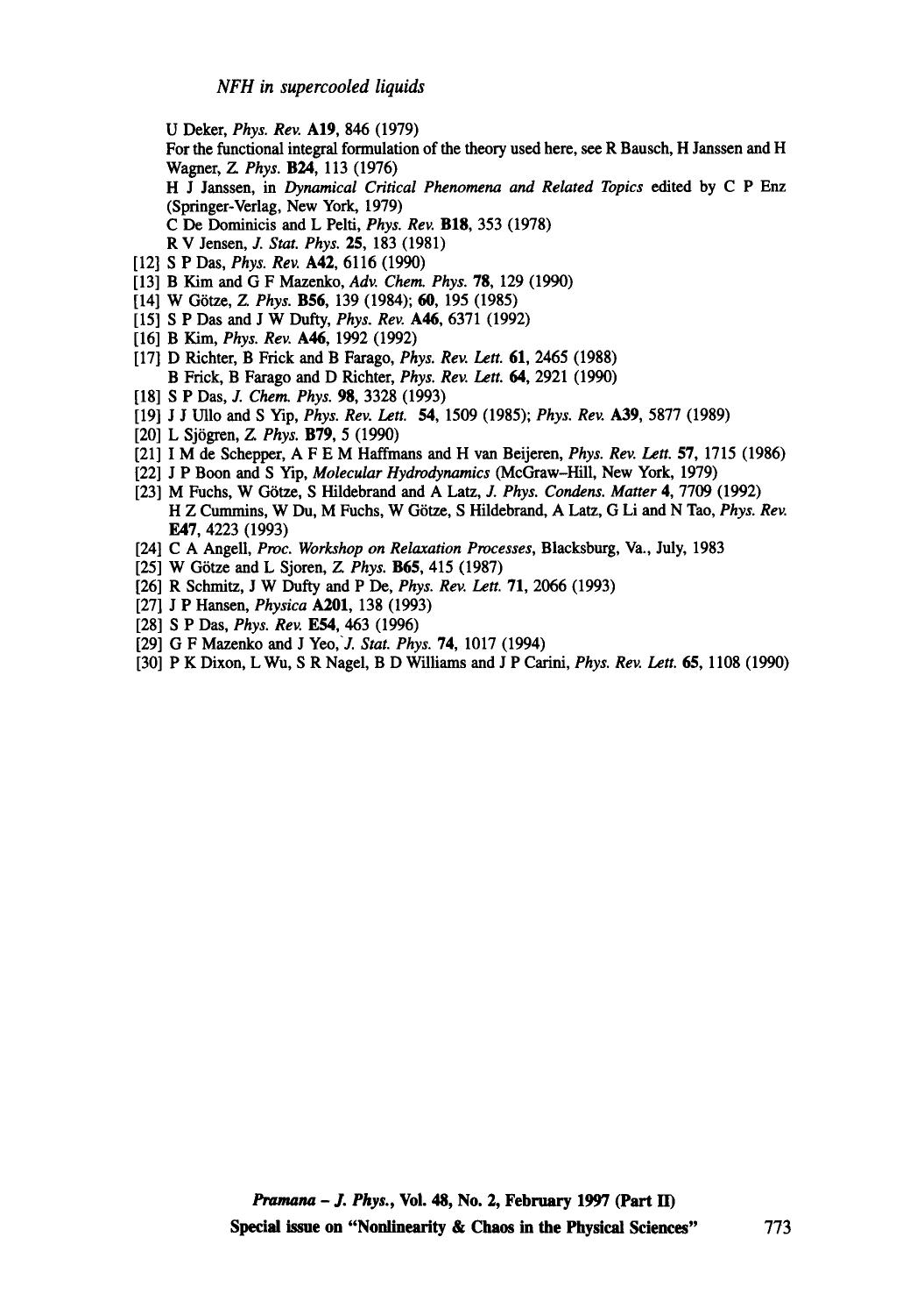U Deker, *Phys. Rev.* **A19**, 846 (1979)
For the functional integral formulation of the theory used here, see R Bausch, H Janssen and H Wagner, *Z. Phys.* **B24**, 113 (1976)
H J Janssen, in *Dynamical Critical Phenomena and Related Topics* edited by C P Enz (Springer-Verlag, New York, 1979)
C De Dominicis and L Pelti, *Phys. Rev.* **B18**, 353 (1978)
R V Jensen, *J. Stat. Phys.* **25**, 183 (1981)

[12] S P Das, *Phys. Rev.* **A42**, 6116 (1990)
[13] B Kim and G F Mazenko, *Adv. Chem. Phys.* **78**, 129 (1990)
[14] W Götze, *Z. Phys.* **B56**, 139 (1984); **60**, 195 (1985)
[15] S P Das and J W Dufty, *Phys. Rev.* **A46**, 6371 (1992)
[16] B Kim, *Phys. Rev.* **A46**, 1992 (1992)
[17] D Richter, B Frick and B Farago, *Phys. Rev. Lett.* **61**, 2465 (1988)
B Frick, B Farago and D Richter, *Phys. Rev. Lett.* **64**, 2921 (1990)
[18] S P Das, *J. Chem. Phys.* **98**, 3328 (1993)
[19] J J Ullo and S Yip, *Phys. Rev. Lett.* **54**, 1509 (1985); *Phys. Rev.* **A39**, 5877 (1989)
[20] L Sjögren, *Z. Phys.* **B79**, 5 (1990)
[21] I M de Schepper, A F E M Haffmans and H van Beijeren, *Phys. Rev. Lett.* **57**, 1715 (1986)
[22] J P Boon and S Yip, *Molecular Hydrodynamics* (McGraw–Hill, New York, 1979)
[23] M Fuchs, W Götze, S Hildebrand and A Latz, *J. Phys. Condens. Matter* **4**, 7709 (1992)
H Z Cummins, W Du, M Fuchs, W Götze, S Hildebrand, A Latz, G Li and N Tao, *Phys. Rev.* **E47**, 4223 (1993)
[24] C A Angell, *Proc. Workshop on Relaxation Processes*, Blacksburg, Va., July, 1983
[25] W Götze and L Sjoren, *Z. Phys.* **B65**, 415 (1987)
[26] R Schmitz, J W Dufty and P De, *Phys. Rev. Lett.* **71**, 2066 (1993)
[27] J P Hansen, *Physica* **A201**, 138 (1993)
[28] S P Das, *Phys. Rev.* **E54**, 463 (1996)
[29] G F Mazenko and J Yeo, *J. Stat. Phys.* **74**, 1017 (1994)
[30] P K Dixon, L Wu, S R Nagel, B D Williams and J P Carini, *Phys. Rev. Lett.* **65**, 1108 (1990)